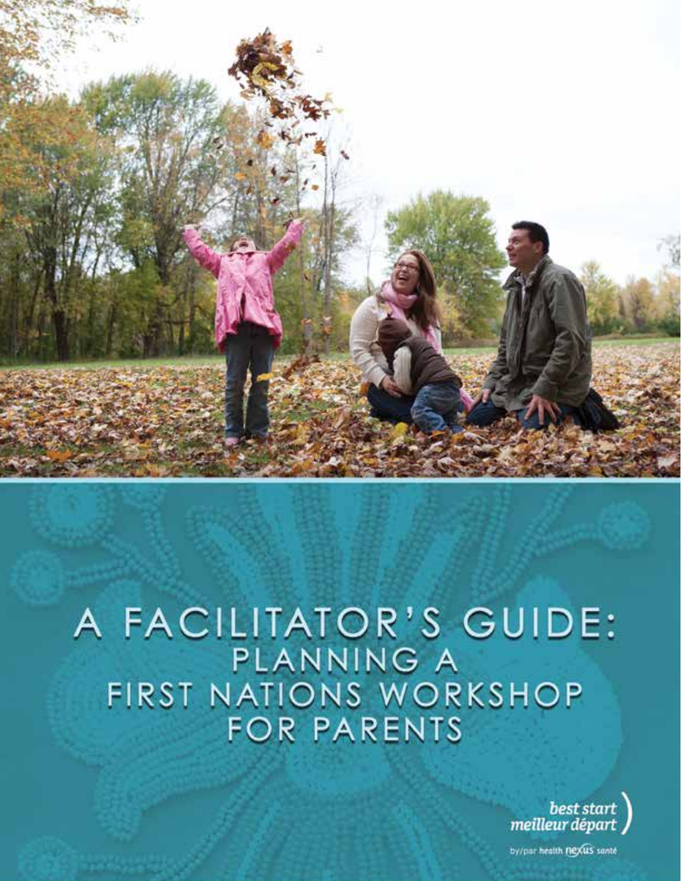# A FACILITATOR'S GUIDE:
## PLANNING A FIRST NATIONS WORKSHOP FOR PARENTS

best start
meilleur départ

by/par health nexus santé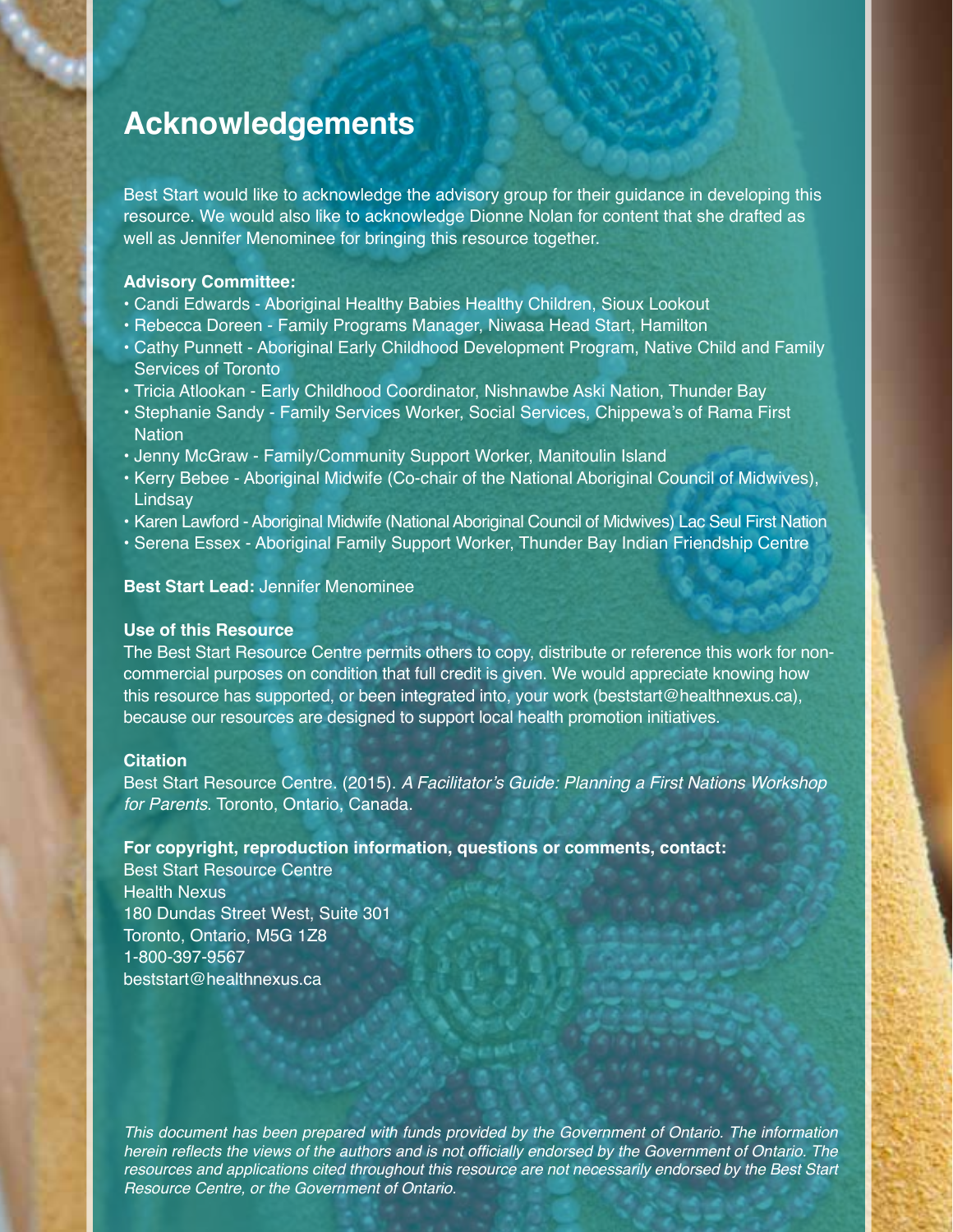# Acknowledgements

Best Start would like to acknowledge the advisory group for their guidance in developing this resource. We would also like to acknowledge Dionne Nolan for content that she drafted as well as Jennifer Menominee for bringing this resource together.

**Advisory Committee:**

- Candi Edwards - Aboriginal Healthy Babies Healthy Children, Sioux Lookout
- Rebecca Doreen - Family Programs Manager, Niwasa Head Start, Hamilton
- Cathy Punnett - Aboriginal Early Childhood Development Program, Native Child and Family Services of Toronto
- Tricia Atlookan - Early Childhood Coordinator, Nishnawbe Aski Nation, Thunder Bay
- Stephanie Sandy - Family Services Worker, Social Services, Chippewa's of Rama First Nation
- Jenny McGraw - Family/Community Support Worker, Manitoulin Island
- Kerry Bebee - Aboriginal Midwife (Co-chair of the National Aboriginal Council of Midwives), Lindsay
- Karen Lawford - Aboriginal Midwife (National Aboriginal Council of Midwives) Lac Seul First Nation
- Serena Essex - Aboriginal Family Support Worker, Thunder Bay Indian Friendship Centre

**Best Start Lead:** Jennifer Menominee

**Use of this Resource**

The Best Start Resource Centre permits others to copy, distribute or reference this work for non-commercial purposes on condition that full credit is given. We would appreciate knowing how this resource has supported, or been integrated into, your work (beststart@healthnexus.ca), because our resources are designed to support local health promotion initiatives.

**Citation**

Best Start Resource Centre. (2015). *A Facilitator's Guide: Planning a First Nations Workshop for Parents*. Toronto, Ontario, Canada.

**For copyright, reproduction information, questions or comments, contact:**

Best Start Resource Centre
Health Nexus
180 Dundas Street West, Suite 301
Toronto, Ontario, M5G 1Z8
1-800-397-9567
beststart@healthnexus.ca

*This document has been prepared with funds provided by the Government of Ontario. The information herein reflects the views of the authors and is not officially endorsed by the Government of Ontario. The resources and applications cited throughout this resource are not necessarily endorsed by the Best Start Resource Centre, or the Government of Ontario.*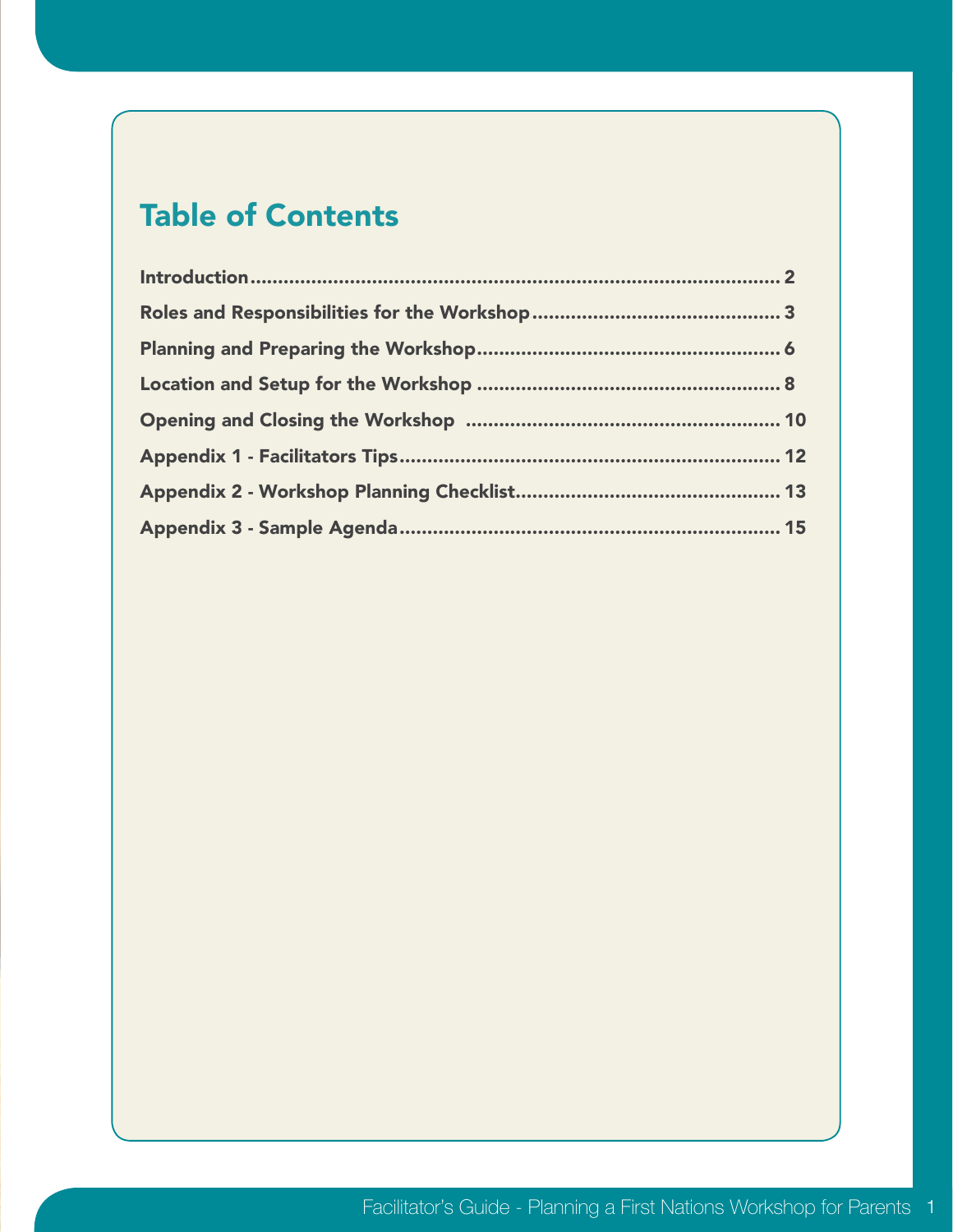# Table of Contents

| | |
|---|---|
| **Introduction** | **2** |
| **Roles and Responsibilities for the Workshop** | **3** |
| **Planning and Preparing the Workshop** | **6** |
| **Location and Setup for the Workshop** | **8** |
| **Opening and Closing the Workshop** | **10** |
| **Appendix 1 - Facilitators Tips** | **12** |
| **Appendix 2 - Workshop Planning Checklist** | **13** |
| **Appendix 3 - Sample Agenda** | **15** |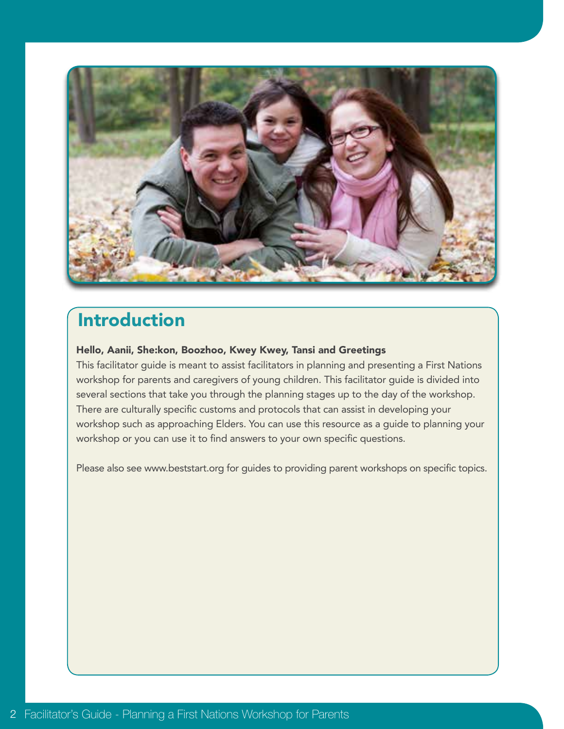## Introduction

**Hello, Aanii, She:kon, Boozhoo, Kwey Kwey, Tansi and Greetings**

This facilitator guide is meant to assist facilitators in planning and presenting a First Nations workshop for parents and caregivers of young children. This facilitator guide is divided into several sections that take you through the planning stages up to the day of the workshop. There are culturally specific customs and protocols that can assist in developing your workshop such as approaching Elders. You can use this resource as a guide to planning your workshop or you can use it to find answers to your own specific questions.

Please also see www.beststart.org for guides to providing parent workshops on specific topics.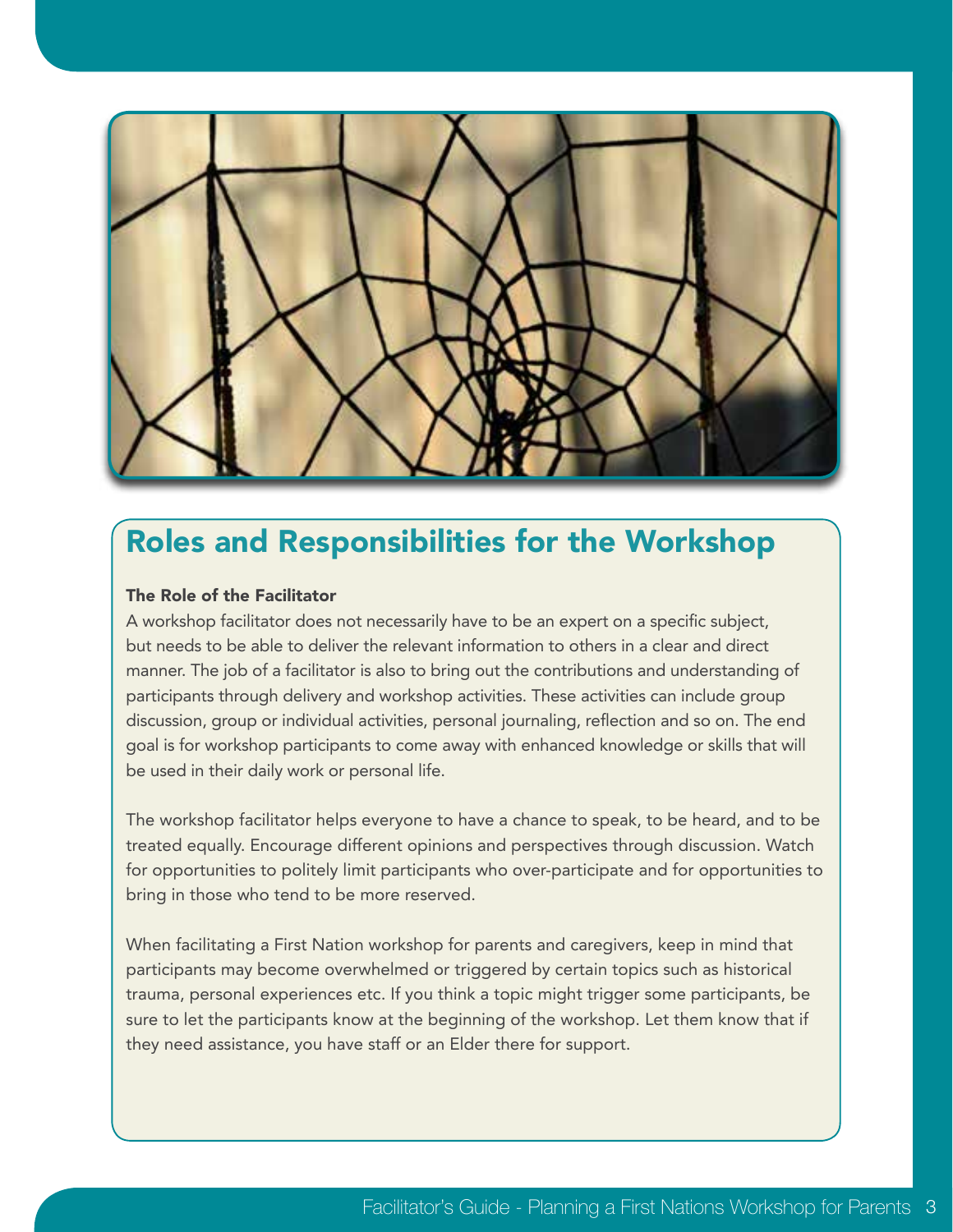## Roles and Responsibilities for the Workshop

**The Role of the Facilitator**

A workshop facilitator does not necessarily have to be an expert on a specific subject, but needs to be able to deliver the relevant information to others in a clear and direct manner. The job of a facilitator is also to bring out the contributions and understanding of participants through delivery and workshop activities. These activities can include group discussion, group or individual activities, personal journaling, reflection and so on. The end goal is for workshop participants to come away with enhanced knowledge or skills that will be used in their daily work or personal life.

The workshop facilitator helps everyone to have a chance to speak, to be heard, and to be treated equally. Encourage different opinions and perspectives through discussion. Watch for opportunities to politely limit participants who over-participate and for opportunities to bring in those who tend to be more reserved.

When facilitating a First Nation workshop for parents and caregivers, keep in mind that participants may become overwhelmed or triggered by certain topics such as historical trauma, personal experiences etc. If you think a topic might trigger some participants, be sure to let the participants know at the beginning of the workshop. Let them know that if they need assistance, you have staff or an Elder there for support.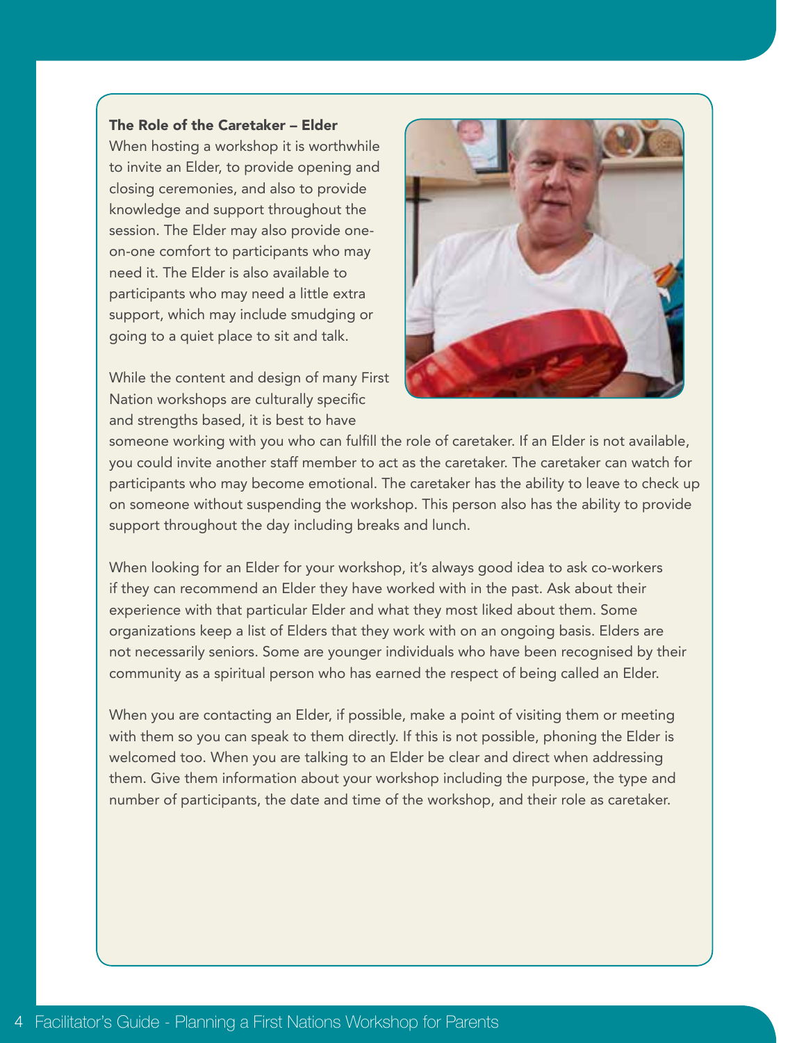### The Role of the Caretaker – Elder

When hosting a workshop it is worthwhile to invite an Elder, to provide opening and closing ceremonies, and also to provide knowledge and support throughout the session. The Elder may also provide one-on-one comfort to participants who may need it. The Elder is also available to participants who may need a little extra support, which may include smudging or going to a quiet place to sit and talk.

While the content and design of many First Nation workshops are culturally specific and strengths based, it is best to have someone working with you who can fulfill the role of caretaker. If an Elder is not available, you could invite another staff member to act as the caretaker. The caretaker can watch for participants who may become emotional. The caretaker has the ability to leave to check up on someone without suspending the workshop. This person also has the ability to provide support throughout the day including breaks and lunch.

When looking for an Elder for your workshop, it's always good idea to ask co-workers if they can recommend an Elder they have worked with in the past. Ask about their experience with that particular Elder and what they most liked about them. Some organizations keep a list of Elders that they work with on an ongoing basis. Elders are not necessarily seniors. Some are younger individuals who have been recognised by their community as a spiritual person who has earned the respect of being called an Elder.

When you are contacting an Elder, if possible, make a point of visiting them or meeting with them so you can speak to them directly. If this is not possible, phoning the Elder is welcomed too. When you are talking to an Elder be clear and direct when addressing them. Give them information about your workshop including the purpose, the type and number of participants, the date and time of the workshop, and their role as caretaker.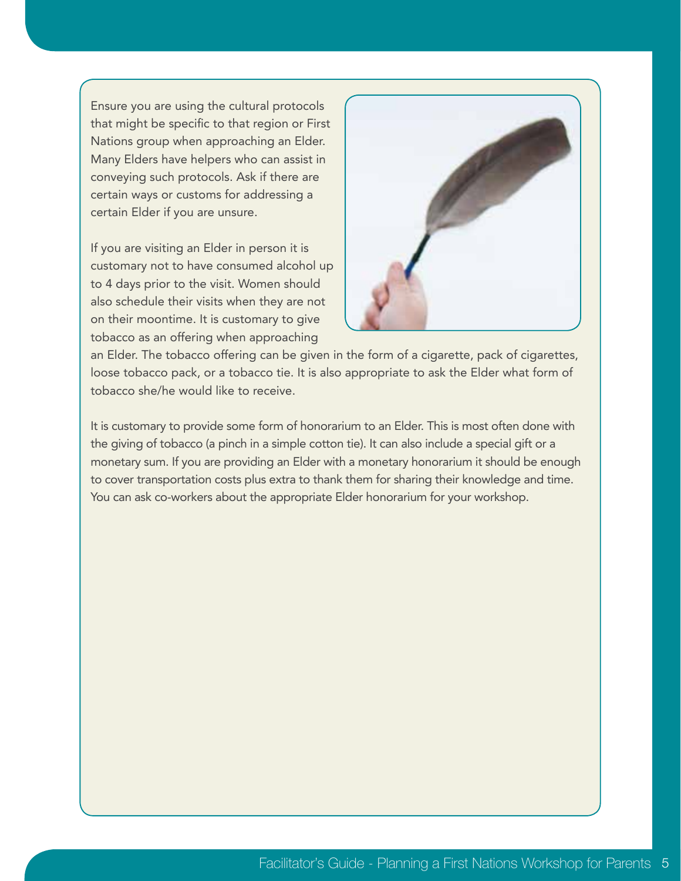Ensure you are using the cultural protocols that might be specific to that region or First Nations group when approaching an Elder. Many Elders have helpers who can assist in conveying such protocols. Ask if there are certain ways or customs for addressing a certain Elder if you are unsure.

If you are visiting an Elder in person it is customary not to have consumed alcohol up to 4 days prior to the visit. Women should also schedule their visits when they are not on their moontime. It is customary to give tobacco as an offering when approaching an Elder. The tobacco offering can be given in the form of a cigarette, pack of cigarettes, loose tobacco pack, or a tobacco tie. It is also appropriate to ask the Elder what form of tobacco she/he would like to receive.

It is customary to provide some form of honorarium to an Elder. This is most often done with the giving of tobacco (a pinch in a simple cotton tie). It can also include a special gift or a monetary sum. If you are providing an Elder with a monetary honorarium it should be enough to cover transportation costs plus extra to thank them for sharing their knowledge and time. You can ask co-workers about the appropriate Elder honorarium for your workshop.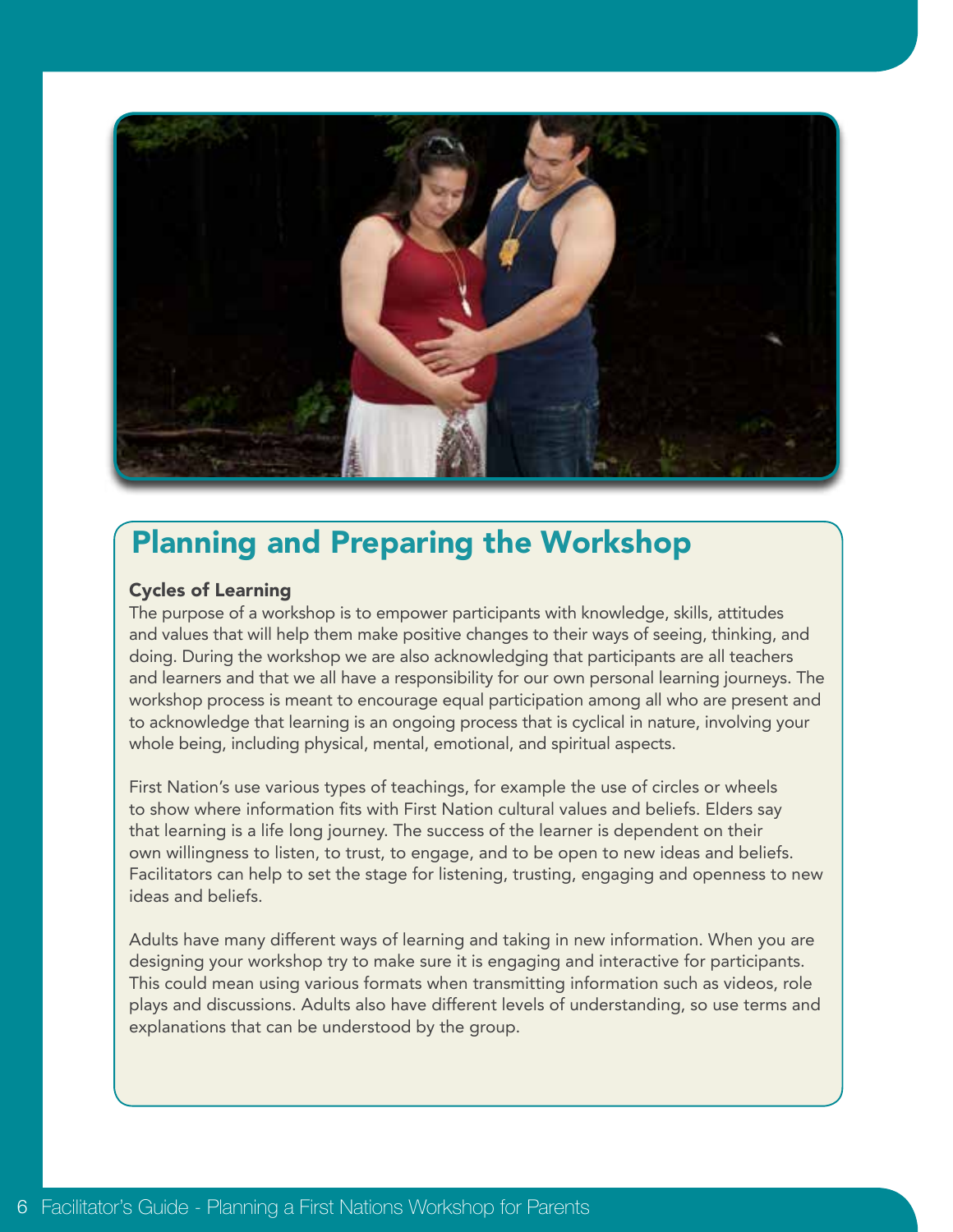## Planning and Preparing the Workshop

**Cycles of Learning**

The purpose of a workshop is to empower participants with knowledge, skills, attitudes and values that will help them make positive changes to their ways of seeing, thinking, and doing. During the workshop we are also acknowledging that participants are all teachers and learners and that we all have a responsibility for our own personal learning journeys. The workshop process is meant to encourage equal participation among all who are present and to acknowledge that learning is an ongoing process that is cyclical in nature, involving your whole being, including physical, mental, emotional, and spiritual aspects.

First Nation's use various types of teachings, for example the use of circles or wheels to show where information fits with First Nation cultural values and beliefs. Elders say that learning is a life long journey. The success of the learner is dependent on their own willingness to listen, to trust, to engage, and to be open to new ideas and beliefs. Facilitators can help to set the stage for listening, trusting, engaging and openness to new ideas and beliefs.

Adults have many different ways of learning and taking in new information. When you are designing your workshop try to make sure it is engaging and interactive for participants. This could mean using various formats when transmitting information such as videos, role plays and discussions. Adults also have different levels of understanding, so use terms and explanations that can be understood by the group.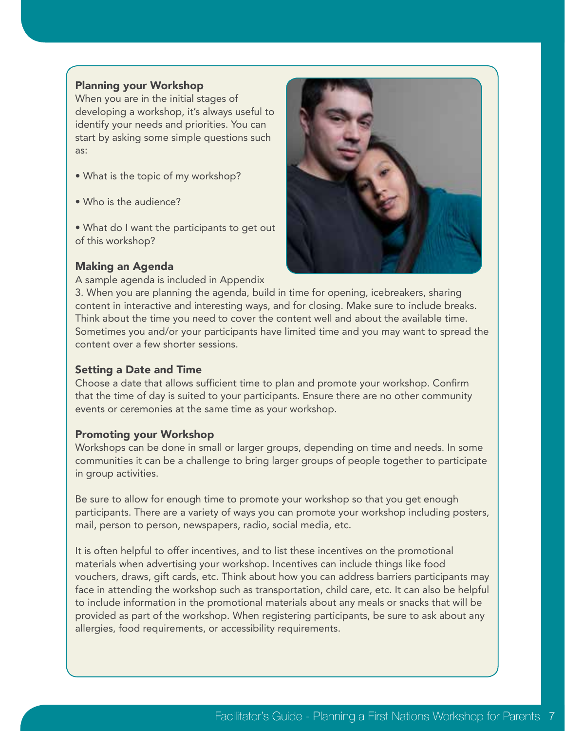### Planning your Workshop

When you are in the initial stages of developing a workshop, it's always useful to identify your needs and priorities. You can start by asking some simple questions such as:

- What is the topic of my workshop?
- Who is the audience?
- What do I want the participants to get out of this workshop?

### Making an Agenda

A sample agenda is included in Appendix 3. When you are planning the agenda, build in time for opening, icebreakers, sharing content in interactive and interesting ways, and for closing. Make sure to include breaks. Think about the time you need to cover the content well and about the available time. Sometimes you and/or your participants have limited time and you may want to spread the content over a few shorter sessions.

### Setting a Date and Time

Choose a date that allows sufficient time to plan and promote your workshop. Confirm that the time of day is suited to your participants. Ensure there are no other community events or ceremonies at the same time as your workshop.

### Promoting your Workshop

Workshops can be done in small or larger groups, depending on time and needs. In some communities it can be a challenge to bring larger groups of people together to participate in group activities.

Be sure to allow for enough time to promote your workshop so that you get enough participants. There are a variety of ways you can promote your workshop including posters, mail, person to person, newspapers, radio, social media, etc.

It is often helpful to offer incentives, and to list these incentives on the promotional materials when advertising your workshop. Incentives can include things like food vouchers, draws, gift cards, etc. Think about how you can address barriers participants may face in attending the workshop such as transportation, child care, etc. It can also be helpful to include information in the promotional materials about any meals or snacks that will be provided as part of the workshop. When registering participants, be sure to ask about any allergies, food requirements, or accessibility requirements.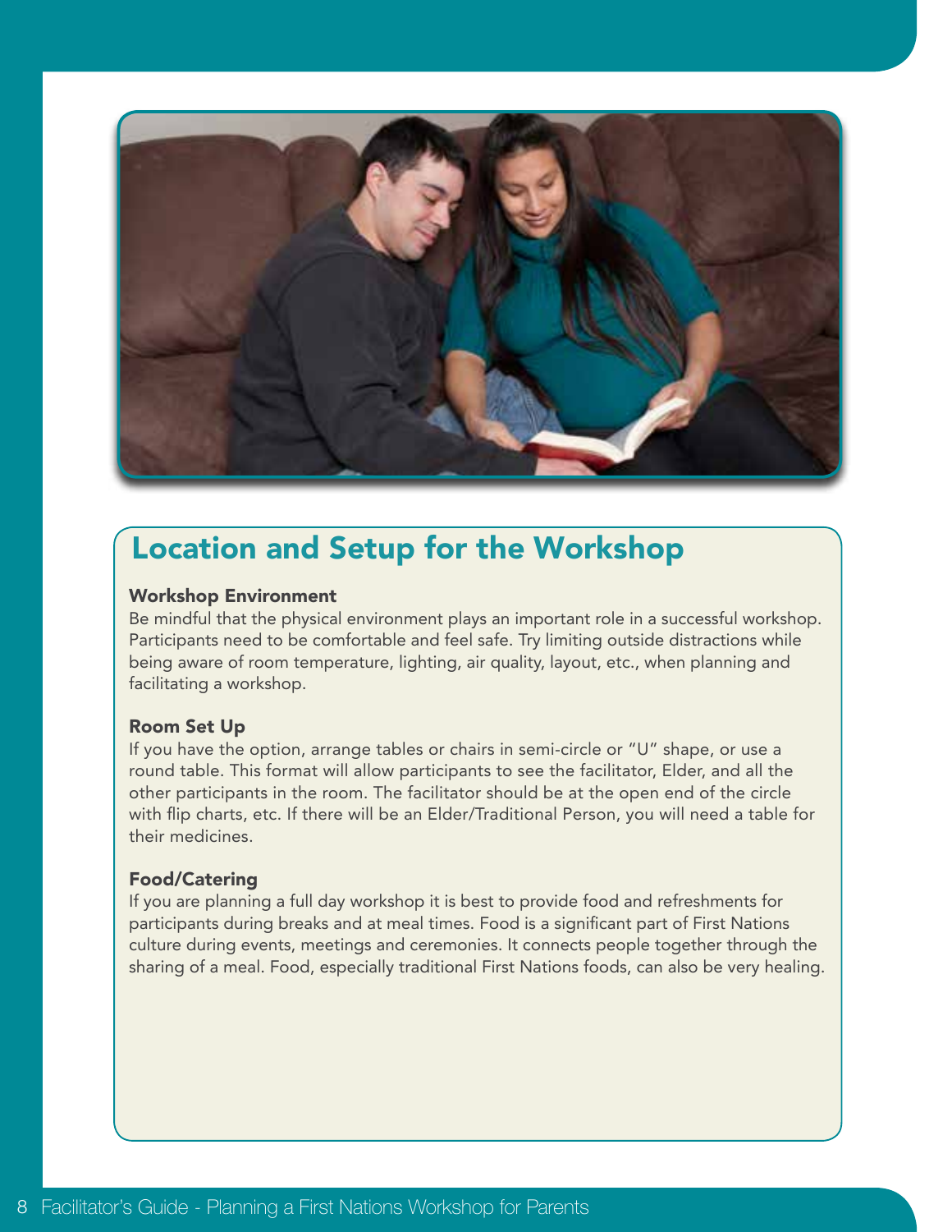## Location and Setup for the Workshop

### Workshop Environment

Be mindful that the physical environment plays an important role in a successful workshop. Participants need to be comfortable and feel safe. Try limiting outside distractions while being aware of room temperature, lighting, air quality, layout, etc., when planning and facilitating a workshop.

### Room Set Up

If you have the option, arrange tables or chairs in semi-circle or "U" shape, or use a round table. This format will allow participants to see the facilitator, Elder, and all the other participants in the room. The facilitator should be at the open end of the circle with flip charts, etc. If there will be an Elder/Traditional Person, you will need a table for their medicines.

### Food/Catering

If you are planning a full day workshop it is best to provide food and refreshments for participants during breaks and at meal times. Food is a significant part of First Nations culture during events, meetings and ceremonies. It connects people together through the sharing of a meal. Food, especially traditional First Nations foods, can also be very healing.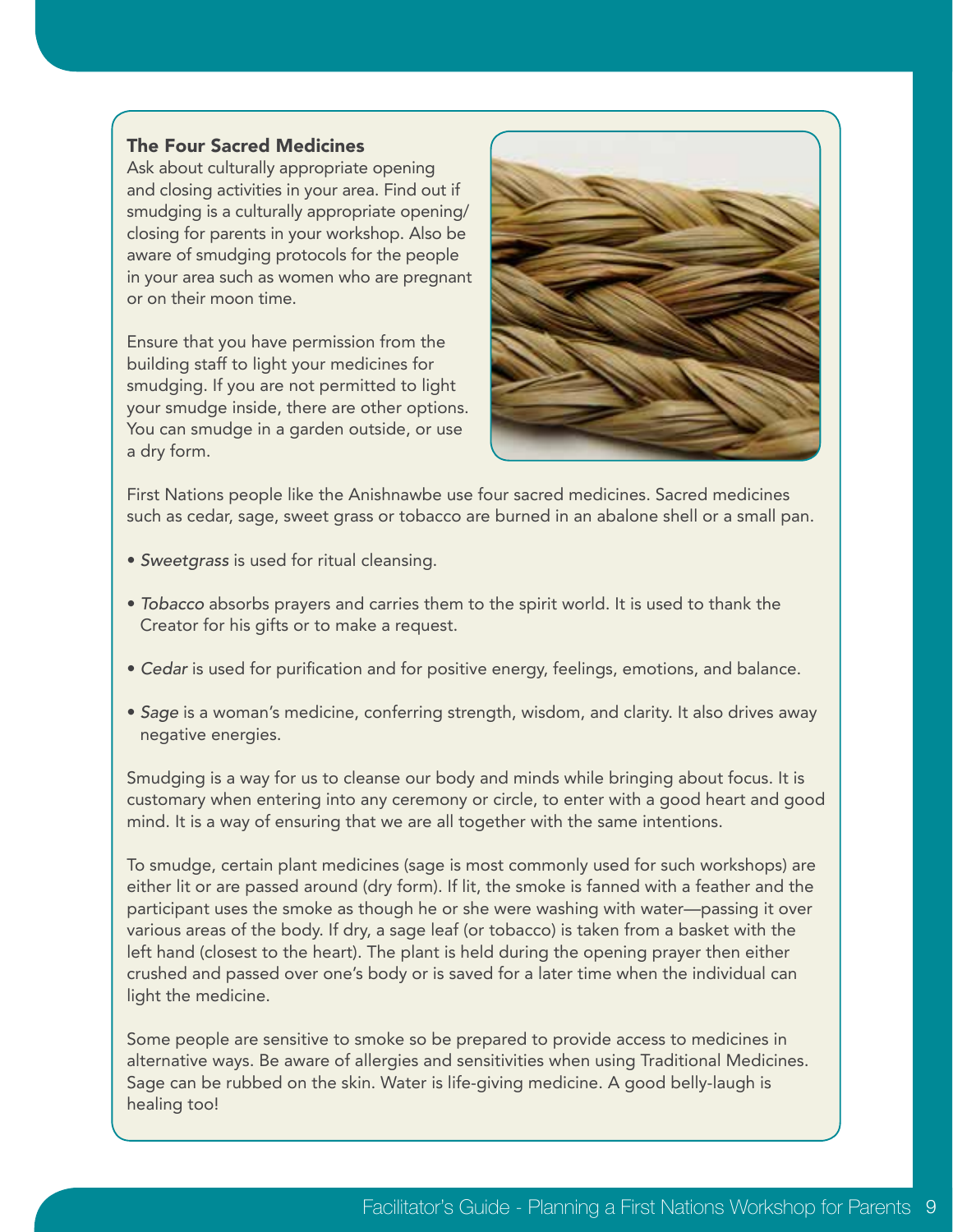### The Four Sacred Medicines

Ask about culturally appropriate opening and closing activities in your area. Find out if smudging is a culturally appropriate opening/ closing for parents in your workshop. Also be aware of smudging protocols for the people in your area such as women who are pregnant or on their moon time.

Ensure that you have permission from the building staff to light your medicines for smudging. If you are not permitted to light your smudge inside, there are other options. You can smudge in a garden outside, or use a dry form.

First Nations people like the Anishnawbe use four sacred medicines. Sacred medicines such as cedar, sage, sweet grass or tobacco are burned in an abalone shell or a small pan.

- *Sweetgrass* is used for ritual cleansing.
- *Tobacco* absorbs prayers and carries them to the spirit world. It is used to thank the Creator for his gifts or to make a request.
- *Cedar* is used for purification and for positive energy, feelings, emotions, and balance.
- *Sage* is a woman's medicine, conferring strength, wisdom, and clarity. It also drives away negative energies.

Smudging is a way for us to cleanse our body and minds while bringing about focus. It is customary when entering into any ceremony or circle, to enter with a good heart and good mind. It is a way of ensuring that we are all together with the same intentions.

To smudge, certain plant medicines (sage is most commonly used for such workshops) are either lit or are passed around (dry form). If lit, the smoke is fanned with a feather and the participant uses the smoke as though he or she were washing with water—passing it over various areas of the body. If dry, a sage leaf (or tobacco) is taken from a basket with the left hand (closest to the heart). The plant is held during the opening prayer then either crushed and passed over one's body or is saved for a later time when the individual can light the medicine.

Some people are sensitive to smoke so be prepared to provide access to medicines in alternative ways. Be aware of allergies and sensitivities when using Traditional Medicines. Sage can be rubbed on the skin. Water is life-giving medicine. A good belly-laugh is healing too!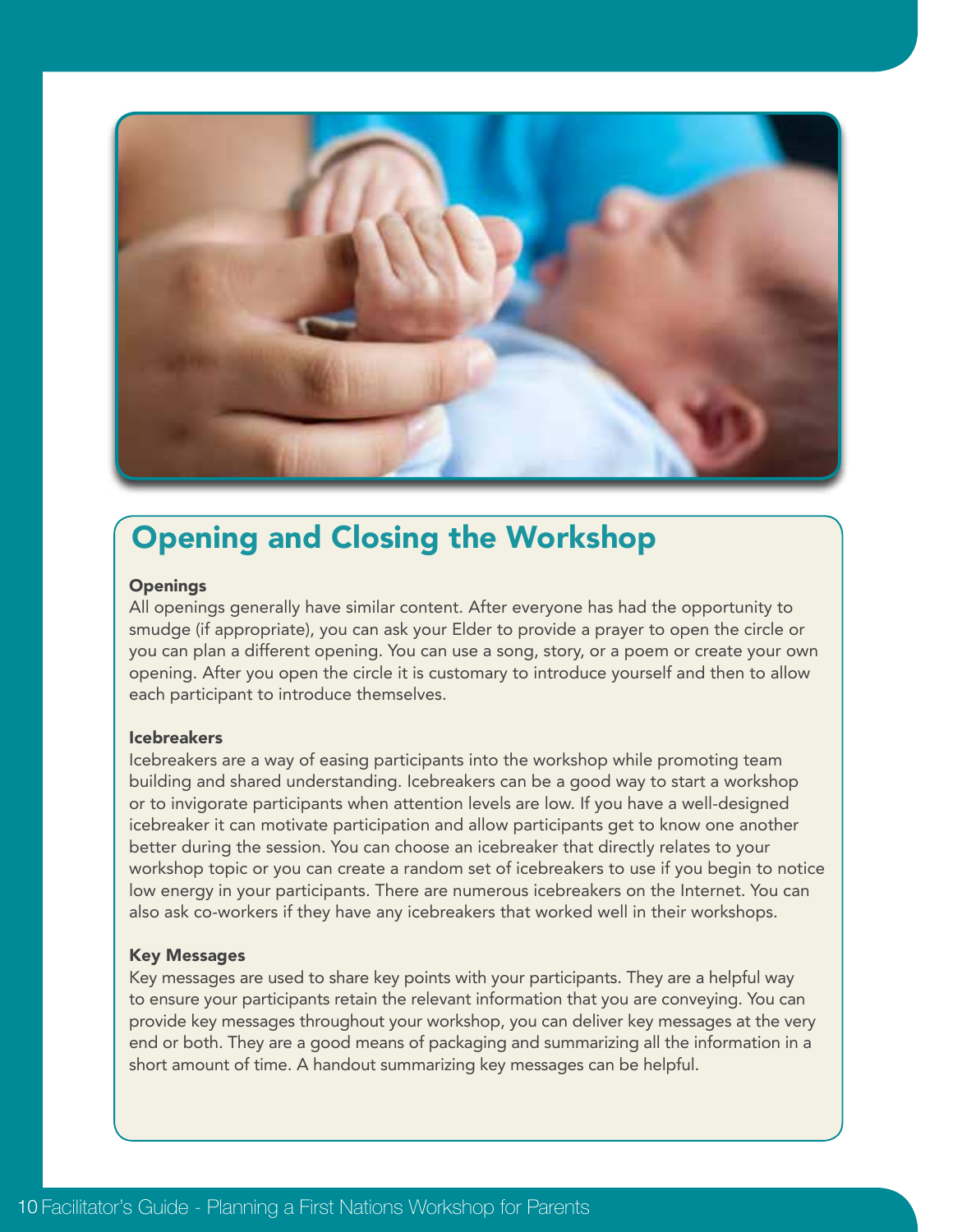## Opening and Closing the Workshop

**Openings**

All openings generally have similar content. After everyone has had the opportunity to smudge (if appropriate), you can ask your Elder to provide a prayer to open the circle or you can plan a different opening. You can use a song, story, or a poem or create your own opening. After you open the circle it is customary to introduce yourself and then to allow each participant to introduce themselves.

**Icebreakers**

Icebreakers are a way of easing participants into the workshop while promoting team building and shared understanding. Icebreakers can be a good way to start a workshop or to invigorate participants when attention levels are low. If you have a well-designed icebreaker it can motivate participation and allow participants get to know one another better during the session. You can choose an icebreaker that directly relates to your workshop topic or you can create a random set of icebreakers to use if you begin to notice low energy in your participants. There are numerous icebreakers on the Internet. You can also ask co-workers if they have any icebreakers that worked well in their workshops.

**Key Messages**

Key messages are used to share key points with your participants. They are a helpful way to ensure your participants retain the relevant information that you are conveying. You can provide key messages throughout your workshop, you can deliver key messages at the very end or both. They are a good means of packaging and summarizing all the information in a short amount of time. A handout summarizing key messages can be helpful.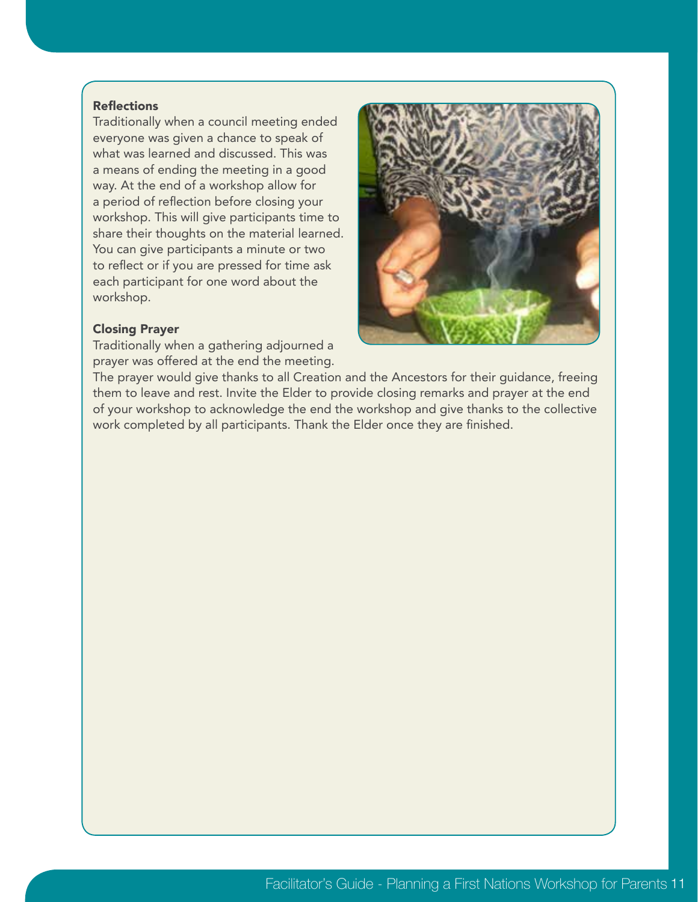### Reflections

Traditionally when a council meeting ended everyone was given a chance to speak of what was learned and discussed. This was a means of ending the meeting in a good way. At the end of a workshop allow for a period of reflection before closing your workshop. This will give participants time to share their thoughts on the material learned. You can give participants a minute or two to reflect or if you are pressed for time ask each participant for one word about the workshop.

### Closing Prayer

Traditionally when a gathering adjourned a prayer was offered at the end the meeting. The prayer would give thanks to all Creation and the Ancestors for their guidance, freeing them to leave and rest. Invite the Elder to provide closing remarks and prayer at the end of your workshop to acknowledge the end the workshop and give thanks to the collective work completed by all participants. Thank the Elder once they are finished.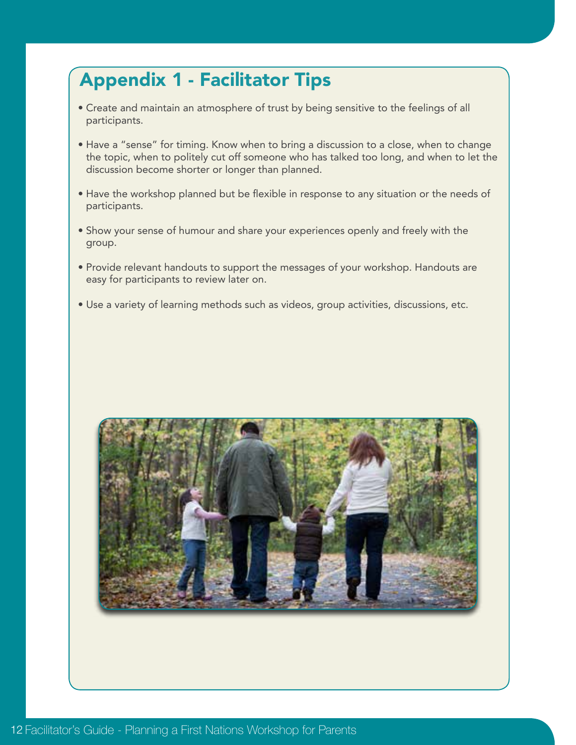# Appendix 1 - Facilitator Tips

- Create and maintain an atmosphere of trust by being sensitive to the feelings of all participants.
- Have a "sense" for timing. Know when to bring a discussion to a close, when to change the topic, when to politely cut off someone who has talked too long, and when to let the discussion become shorter or longer than planned.
- Have the workshop planned but be flexible in response to any situation or the needs of participants.
- Show your sense of humour and share your experiences openly and freely with the group.
- Provide relevant handouts to support the messages of your workshop. Handouts are easy for participants to review later on.
- Use a variety of learning methods such as videos, group activities, discussions, etc.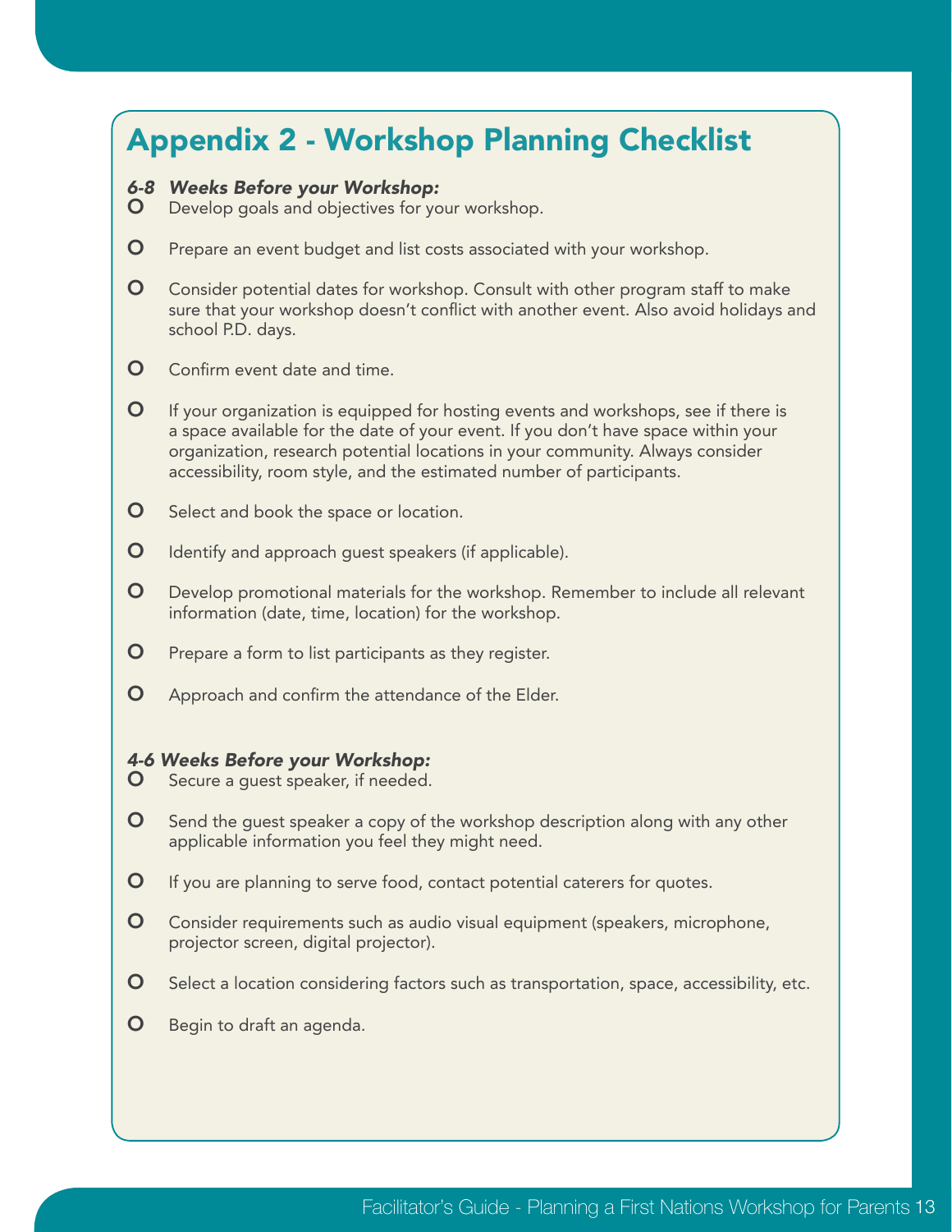# Appendix 2 - Workshop Planning Checklist

***6-8 Weeks Before your Workshop:***

- Develop goals and objectives for your workshop.
- Prepare an event budget and list costs associated with your workshop.
- Consider potential dates for workshop. Consult with other program staff to make sure that your workshop doesn't conflict with another event. Also avoid holidays and school P.D. days.
- Confirm event date and time.
- If your organization is equipped for hosting events and workshops, see if there is a space available for the date of your event. If you don't have space within your organization, research potential locations in your community. Always consider accessibility, room style, and the estimated number of participants.
- Select and book the space or location.
- Identify and approach guest speakers (if applicable).
- Develop promotional materials for the workshop. Remember to include all relevant information (date, time, location) for the workshop.
- Prepare a form to list participants as they register.
- Approach and confirm the attendance of the Elder.

***4-6 Weeks Before your Workshop:***

- Secure a guest speaker, if needed.
- Send the guest speaker a copy of the workshop description along with any other applicable information you feel they might need.
- If you are planning to serve food, contact potential caterers for quotes.
- Consider requirements such as audio visual equipment (speakers, microphone, projector screen, digital projector).
- Select a location considering factors such as transportation, space, accessibility, etc.
- Begin to draft an agenda.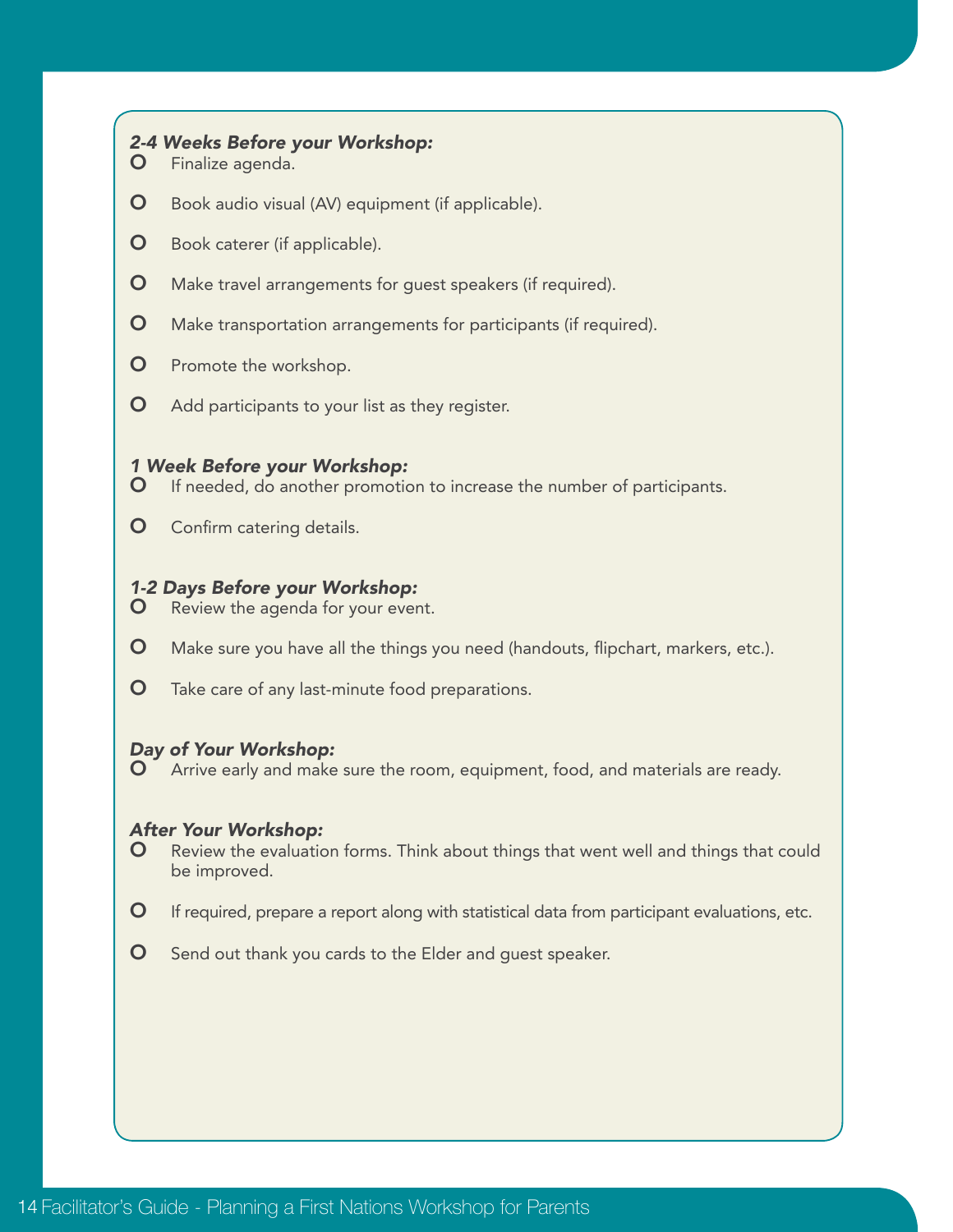*2-4 Weeks Before your Workshop:*

- Finalize agenda.
- Book audio visual (AV) equipment (if applicable).
- Book caterer (if applicable).
- Make travel arrangements for guest speakers (if required).
- Make transportation arrangements for participants (if required).
- Promote the workshop.
- Add participants to your list as they register.

*1 Week Before your Workshop:*

- If needed, do another promotion to increase the number of participants.
- Confirm catering details.

*1-2 Days Before your Workshop:*

- Review the agenda for your event.
- Make sure you have all the things you need (handouts, flipchart, markers, etc.).
- Take care of any last-minute food preparations.

*Day of Your Workshop:*

- Arrive early and make sure the room, equipment, food, and materials are ready.

*After Your Workshop:*

- Review the evaluation forms. Think about things that went well and things that could be improved.
- If required, prepare a report along with statistical data from participant evaluations, etc.
- Send out thank you cards to the Elder and guest speaker.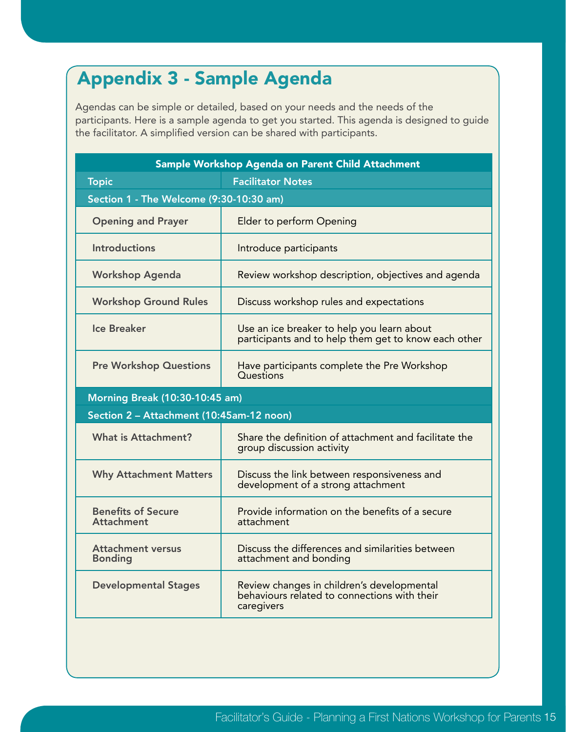# Appendix 3 - Sample Agenda

Agendas can be simple or detailed, based on your needs and the needs of the participants. Here is a sample agenda to get you started. This agenda is designed to guide the facilitator. A simplified version can be shared with participants.

| Sample Workshop Agenda on Parent Child Attachment | |
|---|---|
| **Topic** | **Facilitator Notes** |
| **Section 1 - The Welcome (9:30-10:30 am)** | |
| Opening and Prayer | Elder to perform Opening |
| Introductions | Introduce participants |
| Workshop Agenda | Review workshop description, objectives and agenda |
| Workshop Ground Rules | Discuss workshop rules and expectations |
| Ice Breaker | Use an ice breaker to help you learn about participants and to help them get to know each other |
| Pre Workshop Questions | Have participants complete the Pre Workshop Questions |
| **Morning Break (10:30-10:45 am)** | |
| **Section 2 – Attachment (10:45am-12 noon)** | |
| What is Attachment? | Share the definition of attachment and facilitate the group discussion activity |
| Why Attachment Matters | Discuss the link between responsiveness and development of a strong attachment |
| Benefits of Secure Attachment | Provide information on the benefits of a secure attachment |
| Attachment versus Bonding | Discuss the differences and similarities between attachment and bonding |
| Developmental Stages | Review changes in children's developmental behaviours related to connections with their caregivers |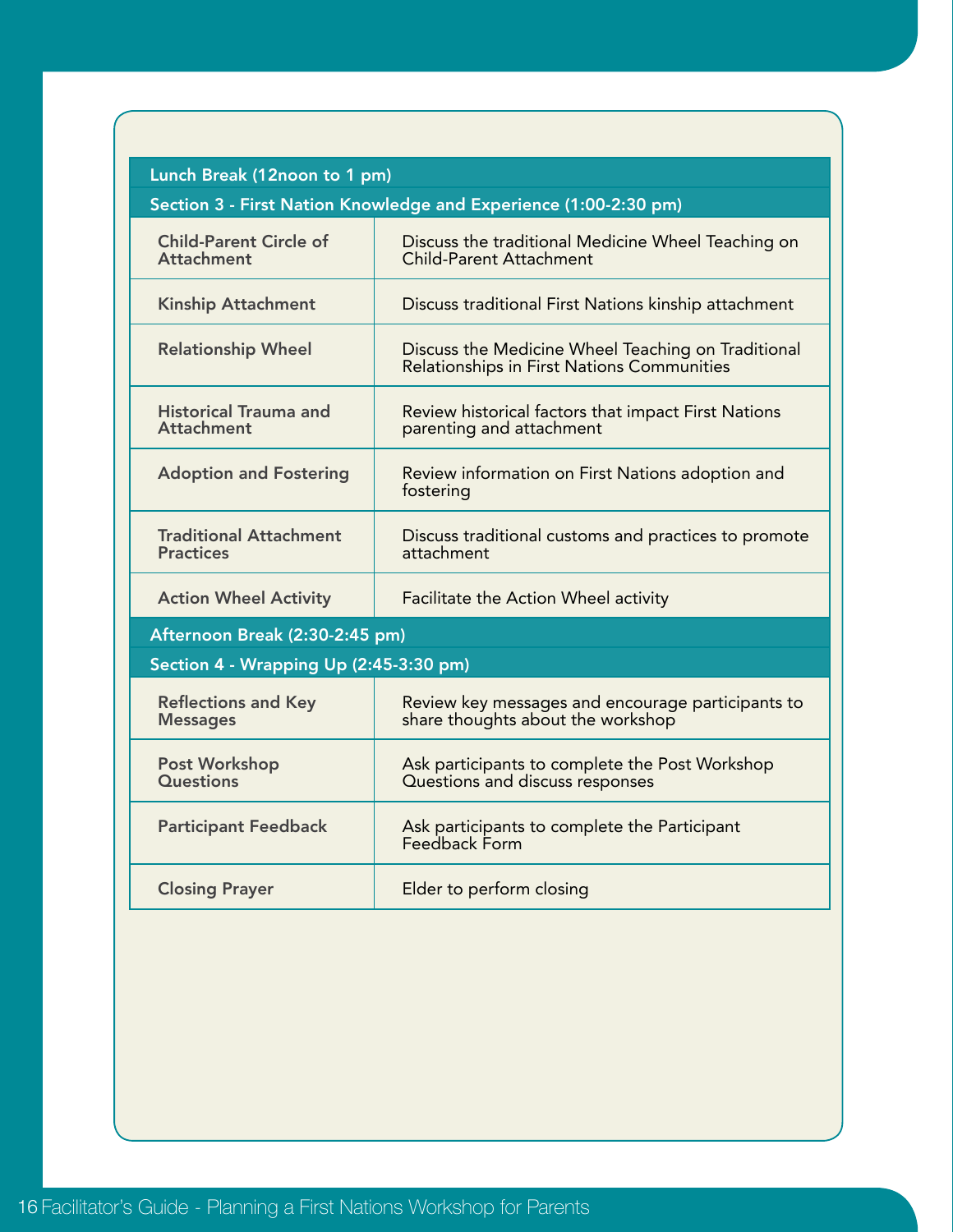| Lunch Break (12noon to 1 pm) | |
|---|---|
| **Section 3 - First Nation Knowledge and Experience (1:00-2:30 pm)** | |
| **Child-Parent Circle of Attachment** | Discuss the traditional Medicine Wheel Teaching on Child-Parent Attachment |
| **Kinship Attachment** | Discuss traditional First Nations kinship attachment |
| **Relationship Wheel** | Discuss the Medicine Wheel Teaching on Traditional Relationships in First Nations Communities |
| **Historical Trauma and Attachment** | Review historical factors that impact First Nations parenting and attachment |
| **Adoption and Fostering** | Review information on First Nations adoption and fostering |
| **Traditional Attachment Practices** | Discuss traditional customs and practices to promote attachment |
| **Action Wheel Activity** | Facilitate the Action Wheel activity |
| **Afternoon Break (2:30-2:45 pm)** | |
| **Section 4 - Wrapping Up (2:45-3:30 pm)** | |
| **Reflections and Key Messages** | Review key messages and encourage participants to share thoughts about the workshop |
| **Post Workshop Questions** | Ask participants to complete the Post Workshop Questions and discuss responses |
| **Participant Feedback** | Ask participants to complete the Participant Feedback Form |
| **Closing Prayer** | Elder to perform closing |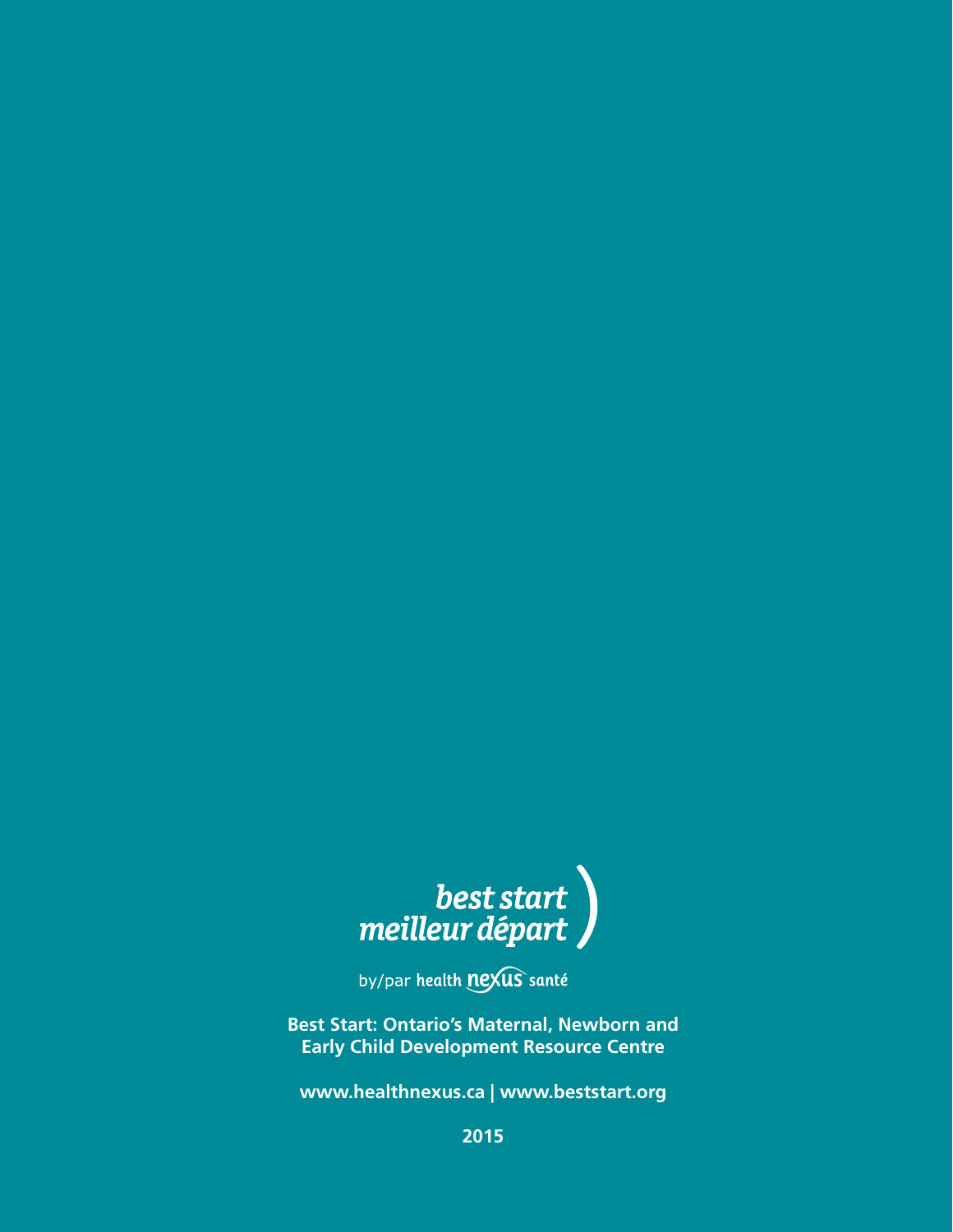best start
meilleur départ

by/par health nexus santé

**Best Start: Ontario's Maternal, Newborn and Early Child Development Resource Centre**

**www.healthnexus.ca | www.beststart.org**

**2015**